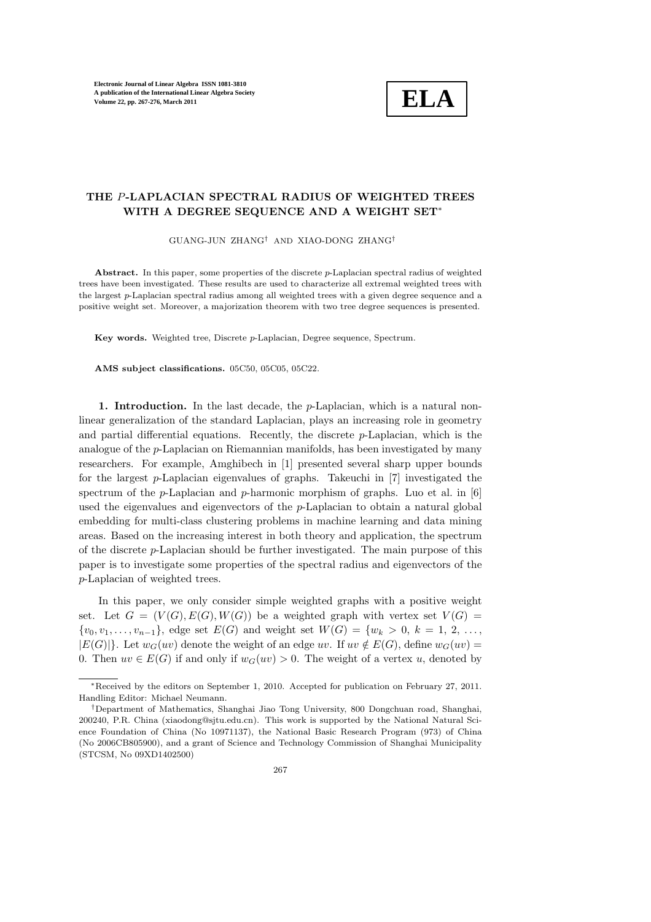# THE $P$-LAPLACIAN SPECTRAL RADIUS OF WEIGHTED TREES WITH A DEGREE SEQUENCE AND A WEIGHT SET*

GUANG-JUN ZHANG† AND XIAO-DONG ZHANG†

**Abstract.** In this paper, some properties of the discrete $p$-Laplacian spectral radius of weighted trees have been investigated. These results are used to characterize all extremal weighted trees with the largest $p$-Laplacian spectral radius among all weighted trees with a given degree sequence and a positive weight set. Moreover, a majorization theorem with two tree degree sequences is presented.

**Key words.** Weighted tree, Discrete $p$-Laplacian, Degree sequence, Spectrum.

**AMS subject classifications.** 05C50, 05C05, 05C22.

**1. Introduction.** In the last decade, the $p$-Laplacian, which is a natural nonlinear generalization of the standard Laplacian, plays an increasing role in geometry and partial differential equations. Recently, the discrete $p$-Laplacian, which is the analogue of the $p$-Laplacian on Riemannian manifolds, has been investigated by many researchers. For example, Amghibech in [1] presented several sharp upper bounds for the largest $p$-Laplacian eigenvalues of graphs. Takeuchi in [7] investigated the spectrum of the $p$-Laplacian and $p$-harmonic morphism of graphs. Luo et al. in [6] used the eigenvalues and eigenvectors of the $p$-Laplacian to obtain a natural global embedding for multi-class clustering problems in machine learning and data mining areas. Based on the increasing interest in both theory and application, the spectrum of the discrete $p$-Laplacian should be further investigated. The main purpose of this paper is to investigate some properties of the spectral radius and eigenvectors of the $p$-Laplacian of weighted trees.

In this paper, we only consider simple weighted graphs with a positive weight set. Let $G = (V(G), E(G), W(G))$ be a weighted graph with vertex set $V(G) = \{v_0, v_1, \ldots, v_{n-1}\}$, edge set $E(G)$ and weight set $W(G) = \{w_k > 0,\ k = 1, 2, \ldots, |E(G)|\}$. Let $w_G(uv)$ denote the weight of an edge $uv$. If $uv \notin E(G)$, define $w_G(uv) = 0$. Then $uv \in E(G)$ if and only if $w_G(uv) > 0$. The weight of a vertex $u$, denoted by

---

*Received by the editors on September 1, 2010. Accepted for publication on February 27, 2011. Handling Editor: Michael Neumann.

†Department of Mathematics, Shanghai Jiao Tong University, 800 Dongchuan road, Shanghai, 200240, P.R. China (xiaodong@sjtu.edu.cn). This work is supported by the National Natural Science Foundation of China (No 10971137), the National Basic Research Program (973) of China (No 2006CB805900), and a grant of Science and Technology Commission of Shanghai Municipality (STCSM, No 09XD1402500)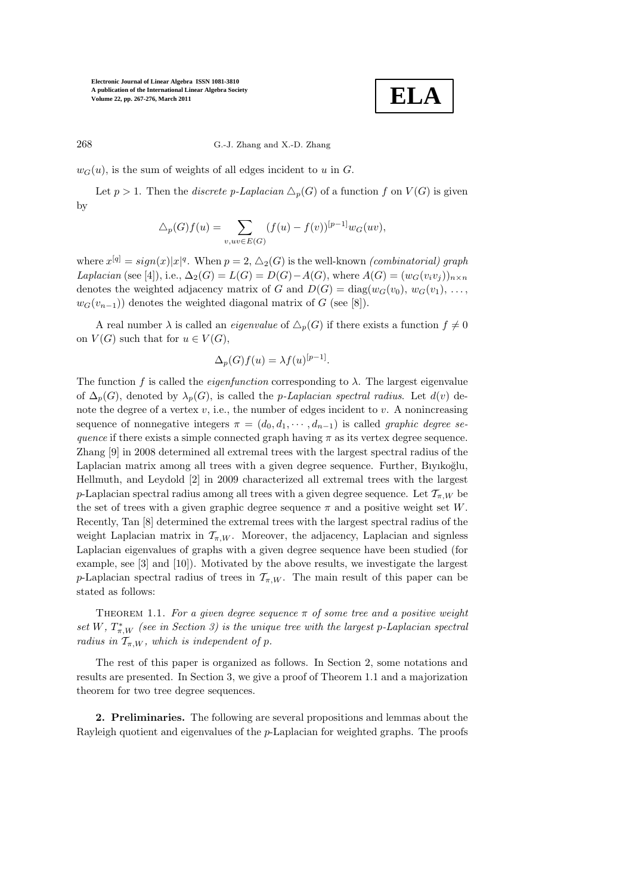$w_G(u)$, is the sum of weights of all edges incident to $u$ in $G$.

Let $p > 1$. Then the *discrete p-Laplacian* $\triangle_p(G)$ of a function $f$ on $V(G)$ is given by

$$\triangle_p(G)f(u) = \sum_{v, uv \in E(G)} (f(u) - f(v))^{[p-1]} w_G(uv),$$

where $x^{[q]} = sign(x)|x|^q$. When $p = 2$, $\triangle_2(G)$ is the well-known *(combinatorial) graph Laplacian* (see [4]), i.e., $\Delta_2(G) = L(G) = D(G) - A(G)$, where $A(G) = (w_G(v_i v_j))_{n\times n}$ denotes the weighted adjacency matrix of $G$ and $D(G) = \text{diag}(w_G(v_0), w_G(v_1), \ldots, w_G(v_{n-1}))$ denotes the weighted diagonal matrix of $G$ (see [8]).

A real number $\lambda$ is called an *eigenvalue* of $\triangle_p(G)$ if there exists a function $f \neq 0$ on $V(G)$ such that for $u \in V(G)$,

$$\Delta_p(G)f(u) = \lambda f(u)^{[p-1]}.$$

The function $f$ is called the *eigenfunction* corresponding to $\lambda$. The largest eigenvalue of $\Delta_p(G)$, denoted by $\lambda_p(G)$, is called the *p-Laplacian spectral radius*. Let $d(v)$ denote the degree of a vertex $v$, i.e., the number of edges incident to $v$. A nonincreasing sequence of nonnegative integers $\pi = (d_0, d_1, \cdots, d_{n-1})$ is called *graphic degree sequence* if there exists a simple connected graph having $\pi$ as its vertex degree sequence. Zhang [9] in 2008 determined all extremal trees with the largest spectral radius of the Laplacian matrix among all trees with a given degree sequence. Further, Bıyıkoğlu, Hellmuth, and Leydold [2] in 2009 characterized all extremal trees with the largest $p$-Laplacian spectral radius among all trees with a given degree sequence. Let $\mathcal{T}_{\pi,W}$ be the set of trees with a given graphic degree sequence $\pi$ and a positive weight set $W$. Recently, Tan [8] determined the extremal trees with the largest spectral radius of the weight Laplacian matrix in $\mathcal{T}_{\pi,W}$. Moreover, the adjacency, Laplacian and signless Laplacian eigenvalues of graphs with a given degree sequence have been studied (for example, see [3] and [10]). Motivated by the above results, we investigate the largest $p$-Laplacian spectral radius of trees in $\mathcal{T}_{\pi,W}$. The main result of this paper can be stated as follows:

Theorem 1.1. *For a given degree sequence $\pi$ of some tree and a positive weight set $W$, $T^*_{\pi,W}$ (see in Section 3) is the unique tree with the largest p-Laplacian spectral radius in $\mathcal{T}_{\pi,W}$, which is independent of p.*

The rest of this paper is organized as follows. In Section 2, some notations and results are presented. In Section 3, we give a proof of Theorem 1.1 and a majorization theorem for two tree degree sequences.

## 2. Preliminaries.

The following are several propositions and lemmas about the Rayleigh quotient and eigenvalues of the $p$-Laplacian for weighted graphs. The proofs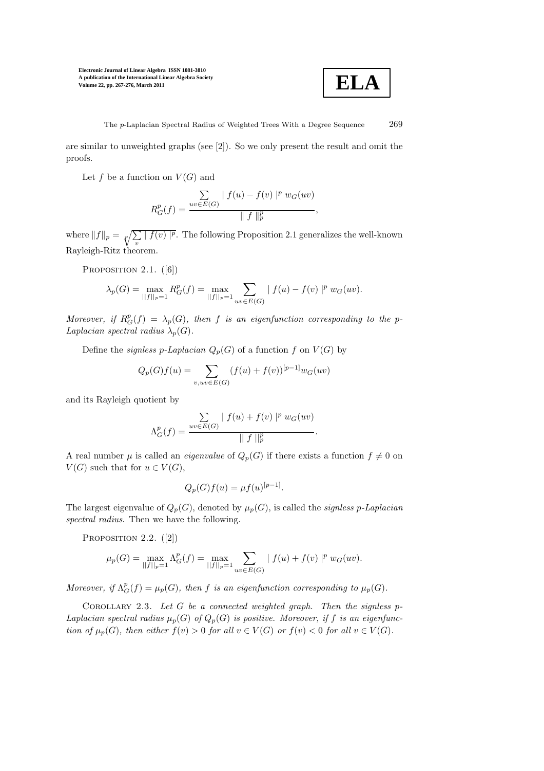are similar to unweighted graphs (see [2]). So we only present the result and omit the proofs.

Let $f$ be a function on $V(G)$ and

$$R_G^p(f) = \frac{\sum\limits_{uv \in E(G)} | f(u) - f(v) |^p \; w_G(uv)}{\| f \|_p^p},$$

where $\|f\|_p = \sqrt[p]{\sum\limits_v | f(v) |^p}$. The following Proposition 2.1 generalizes the well-known Rayleigh-Ritz theorem.

Proposition 2.1. ([6])

$$\lambda_p(G) = \max_{||f||_p=1} R_G^p(f) = \max_{||f||_p=1} \sum_{uv \in E(G)} | f(u) - f(v) |^p \; w_G(uv).$$

*Moreover, if* $R_G^p(f) = \lambda_p(G)$*, then* $f$ *is an eigenfunction corresponding to the* $p$*-Laplacian spectral radius* $\lambda_p(G)$*.*

Define the *signless p-Laplacian* $Q_p(G)$ of a function $f$ on $V(G)$ by

$$Q_p(G)f(u) = \sum_{v, uv \in E(G)} (f(u) + f(v))^{[p-1]} w_G(uv)$$

and its Rayleigh quotient by

$$\Lambda_G^p(f) = \frac{\sum\limits_{uv \in E(G)} | f(u) + f(v) |^p \; w_G(uv)}{|| f ||_p^p}.$$

A real number $\mu$ is called an *eigenvalue* of $Q_p(G)$ if there exists a function $f \neq 0$ on $V(G)$ such that for $u \in V(G)$,

$$Q_p(G)f(u) = \mu f(u)^{[p-1]}.$$

The largest eigenvalue of $Q_p(G)$, denoted by $\mu_p(G)$, is called the *signless p-Laplacian spectral radius*. Then we have the following.

Proposition 2.2. ([2])

$$\mu_p(G) = \max_{||f||_p=1} \Lambda_G^p(f) = \max_{||f||_p=1} \sum_{uv \in E(G)} | f(u) + f(v) |^p \; w_G(uv).$$

*Moreover, if* $\Lambda_G^p(f) = \mu_p(G)$*, then* $f$ *is an eigenfunction corresponding to* $\mu_p(G)$*.*

Corollary 2.3. *Let* $G$ *be a connected weighted graph. Then the signless* $p$*-Laplacian spectral radius* $\mu_p(G)$ *of* $Q_p(G)$ *is positive. Moreover, if* $f$ *is an eigenfunction of* $\mu_p(G)$*, then either* $f(v) > 0$ *for all* $v \in V(G)$ *or* $f(v) < 0$ *for all* $v \in V(G)$*.*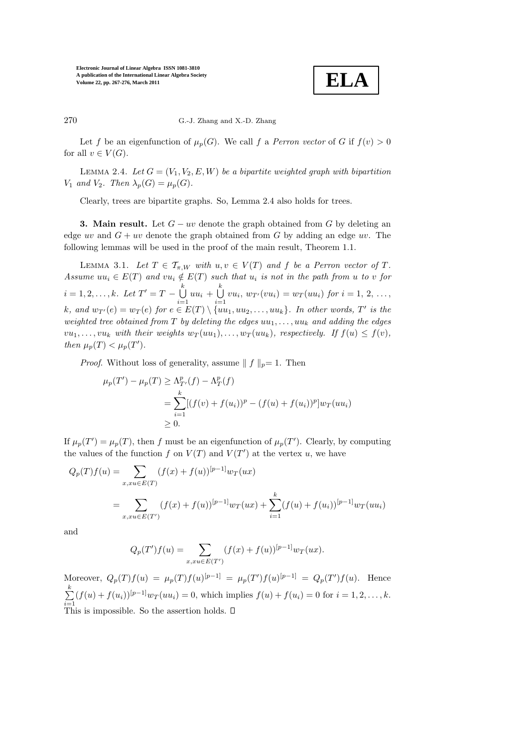Let $f$ be an eigenfunction of $\mu_p(G)$. We call $f$ a *Perron vector* of $G$ if $f(v) > 0$ for all $v \in V(G)$.

LEMMA 2.4. *Let $G = (V_1, V_2, E, W)$ be a bipartite weighted graph with bipartition $V_1$ and $V_2$. Then $\lambda_p(G) = \mu_p(G)$.*

Clearly, trees are bipartite graphs. So, Lemma 2.4 also holds for trees.

**3. Main result.** Let $G - uv$ denote the graph obtained from $G$ by deleting an edge $uv$ and $G + uv$ denote the graph obtained from $G$ by adding an edge $uv$. The following lemmas will be used in the proof of the main result, Theorem 1.1.

LEMMA 3.1. *Let $T \in \mathcal{T}_{\pi,W}$ with $u, v \in V(T)$ and $f$ be a Perron vector of $T$. Assume $uu_i \in E(T)$ and $vu_i \notin E(T)$ such that $u_i$ is not in the path from $u$ to $v$ for $i = 1, 2, \ldots, k$. Let $T' = T - \bigcup_{i=1}^{k} uu_i + \bigcup_{i=1}^{k} vu_i$, $w_{T'}(vu_i) = w_T(uu_i)$ for $i = 1, 2, \ldots, k$, and $w_{T'}(e) = w_T(e)$ for $e \in E(T) \setminus \{uu_1, uu_2, \ldots, uu_k\}$. In other words, $T'$ is the weighted tree obtained from $T$ by deleting the edges $uu_1, \ldots, uu_k$ and adding the edges $vu_1, \ldots, vu_k$ with their weights $w_T(uu_1), \ldots, w_T(uu_k)$, respectively. If $f(u) \leq f(v)$, then $\mu_p(T) < \mu_p(T')$.*

*Proof.* Without loss of generality, assume $\| f \|_p = 1$. Then

$$\begin{aligned}
\mu_p(T') - \mu_p(T) &\geq \Lambda^p_{T'}(f) - \Lambda^p_T(f) \\
&= \sum_{i=1}^{k} [(f(v) + f(u_i))^p - (f(u) + f(u_i))^p] w_T(uu_i) \\
&\geq 0.
\end{aligned}$$

If $\mu_p(T') = \mu_p(T)$, then $f$ must be an eigenfunction of $\mu_p(T')$. Clearly, by computing the values of the function $f$ on $V(T)$ and $V(T')$ at the vertex $u$, we have

$$\begin{aligned}
Q_p(T)f(u) &= \sum_{x, xu \in E(T)} (f(x) + f(u))^{[p-1]} w_T(ux) \\
&= \sum_{x, xu \in E(T')} (f(x) + f(u))^{[p-1]} w_T(ux) + \sum_{i=1}^{k} (f(u) + f(u_i))^{[p-1]} w_T(uu_i)
\end{aligned}$$

and

$$Q_p(T')f(u) = \sum_{x, xu \in E(T')} (f(x) + f(u))^{[p-1]} w_T(ux).$$

Moreover, $Q_p(T)f(u) = \mu_p(T) f(u)^{[p-1]} = \mu_p(T') f(u)^{[p-1]} = Q_p(T')f(u)$. Hence $\sum_{i=1}^{k} (f(u) + f(u_i))^{[p-1]} w_T(uu_i) = 0$, which implies $f(u) + f(u_i) = 0$ for $i = 1, 2, \ldots, k$. This is impossible. So the assertion holds. $\square$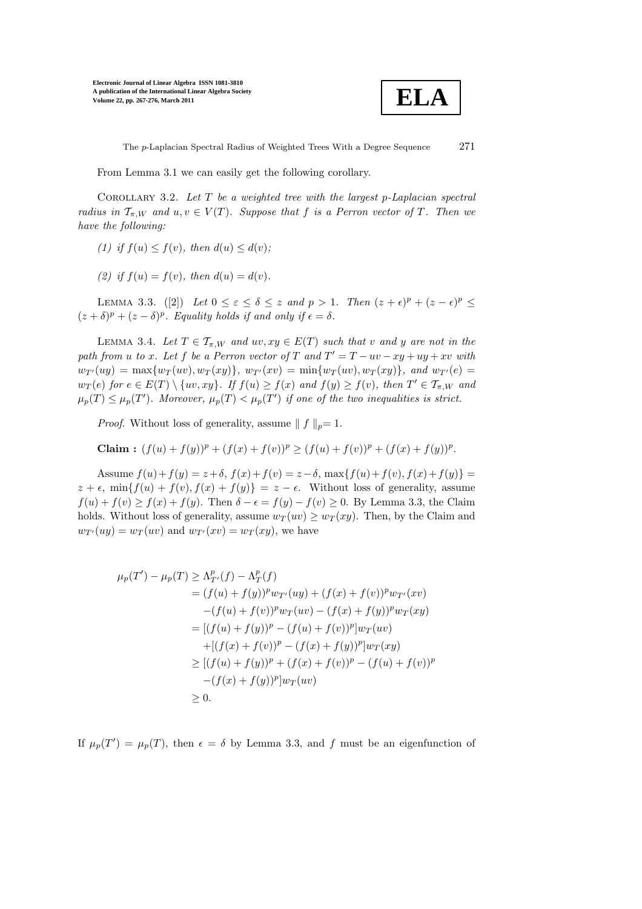From Lemma 3.1 we can easily get the following corollary.

COROLLARY 3.2. *Let $T$ be a weighted tree with the largest $p$-Laplacian spectral radius in $\mathcal{T}_{\pi,W}$ and $u, v \in V(T)$. Suppose that $f$ is a Perron vector of $T$. Then we have the following:*

*(1) if $f(u) \le f(v)$, then $d(u) \le d(v)$;*

*(2) if $f(u) = f(v)$, then $d(u) = d(v)$.*

LEMMA 3.3. ([2]) *Let $0 \le \varepsilon \le \delta \le z$ and $p > 1$. Then $(z+\epsilon)^p + (z-\epsilon)^p \le (z+\delta)^p + (z-\delta)^p$. Equality holds if and only if $\epsilon = \delta$.*

LEMMA 3.4. *Let $T \in \mathcal{T}_{\pi,W}$ and $uv, xy \in E(T)$ such that $v$ and $y$ are not in the path from $u$ to $x$. Let $f$ be a Perron vector of $T$ and $T' = T - uv - xy + uy + xv$ with $w_{T'}(uy) = \max\{w_T(uv), w_T(xy)\}$, $w_{T'}(xv) = \min\{w_T(uv), w_T(xy)\}$, and $w_{T'}(e) = w_T(e)$ for $e \in E(T) \setminus \{uv, xy\}$. If $f(u) \ge f(x)$ and $f(y) \ge f(v)$, then $T' \in \mathcal{T}_{\pi,W}$ and $\mu_p(T) \le \mu_p(T')$. Moreover, $\mu_p(T) < \mu_p(T')$ if one of the two inequalities is strict.*

*Proof.* Without loss of generality, assume $\| f \|_p = 1$.

**Claim :** $(f(u) + f(y))^p + (f(x) + f(v))^p \ge (f(u) + f(v))^p + (f(x) + f(y))^p$.

Assume $f(u)+f(y) = z+\delta$, $f(x)+f(v) = z-\delta$, $\max\{f(u)+f(v), f(x)+f(y)\} = z+\epsilon$, $\min\{f(u)+f(v), f(x)+f(y)\} = z-\epsilon$. Without loss of generality, assume $f(u)+f(v) \ge f(x)+f(y)$. Then $\delta - \epsilon = f(y) - f(v) \ge 0$. By Lemma 3.3, the Claim holds. Without loss of generality, assume $w_T(uv) \ge w_T(xy)$. Then, by the Claim and $w_{T'}(uy) = w_T(uv)$ and $w_{T'}(xv) = w_T(xy)$, we have

$$
\begin{aligned}
\mu_p(T') - \mu_p(T) &\ge \Lambda^p_{T'}(f) - \Lambda^p_T(f) \\
&= (f(u)+f(y))^p w_{T'}(uy) + (f(x)+f(v))^p w_{T'}(xv) \\
&\quad -(f(u)+f(v))^p w_T(uv) - (f(x)+f(y))^p w_T(xy) \\
&= [(f(u)+f(y))^p - (f(u)+f(v))^p] w_T(uv) \\
&\quad +[(f(x)+f(v))^p - (f(x)+f(y))^p] w_T(xy) \\
&\ge [(f(u)+f(y))^p + (f(x)+f(v))^p - (f(u)+f(v))^p \\
&\quad -(f(x)+f(y))^p] w_T(uv) \\
&\ge 0.
\end{aligned}
$$

If $\mu_p(T') = \mu_p(T)$, then $\epsilon = \delta$ by Lemma 3.3, and $f$ must be an eigenfunction of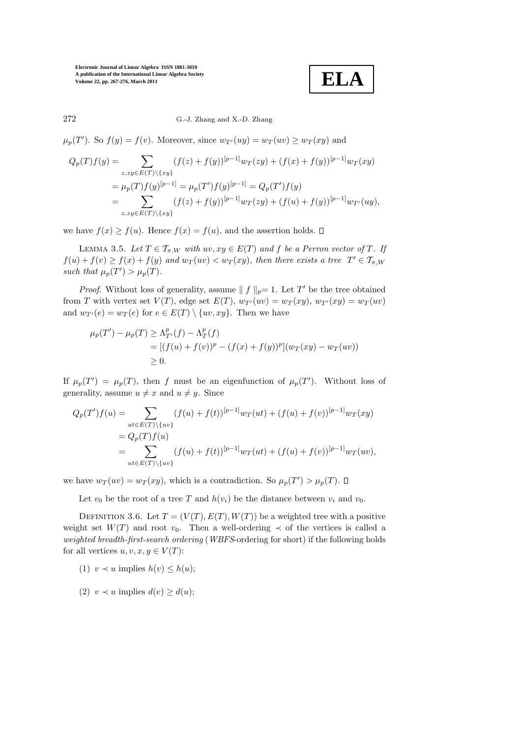$\mu_p(T')$. So $f(y) = f(v)$. Moreover, since $w_{T'}(uy) = w_T(uv) \geq w_T(xy)$ and

$$
\begin{aligned}
Q_p(T)f(y) &= \sum_{z, zy \in E(T)\setminus\{xy\}} (f(z) + f(y))^{[p-1]} w_T(zy) + (f(x) + f(y))^{[p-1]} w_T(xy) \\
&= \mu_p(T) f(y)^{[p-1]} = \mu_p(T') f(y)^{[p-1]} = Q_p(T') f(y) \\
&= \sum_{z, zy \in E(T)\setminus\{xy\}} (f(z) + f(y))^{[p-1]} w_T(zy) + (f(u) + f(y))^{[p-1]} w_{T'}(uy),
\end{aligned}
$$

we have $f(x) \geq f(u)$. Hence $f(x) = f(u)$, and the assertion holds. □

Lemma 3.5. *Let $T \in \mathcal{T}_{\pi,W}$ with $uv, xy \in E(T)$ and $f$ be a Perron vector of $T$. If $f(u) + f(v) \geq f(x) + f(y)$ and $w_T(uv) < w_T(xy)$, then there exists a tree $T' \in \mathcal{T}_{\pi,W}$ such that $\mu_p(T') > \mu_p(T)$.*

*Proof.* Without loss of generality, assume $\| f \|_p = 1$. Let $T'$ be the tree obtained from $T$ with vertex set $V(T)$, edge set $E(T)$, $w_{T'}(uv) = w_T(xy)$, $w_{T'}(xy) = w_T(uv)$ and $w_{T'}(e) = w_T(e)$ for $e \in E(T) \setminus \{uv, xy\}$. Then we have

$$
\begin{aligned}
\mu_p(T') - \mu_p(T) &\geq \Lambda^p_{T'}(f) - \Lambda^p_T(f) \\
&= [(f(u) + f(v))^p - (f(x) + f(y))^p](w_T(xy) - w_T(uv)) \\
&\geq 0.
\end{aligned}
$$

If $\mu_p(T') = \mu_p(T)$, then $f$ must be an eigenfunction of $\mu_p(T')$. Without loss of generality, assume $u \neq x$ and $u \neq y$. Since

$$
\begin{aligned}
Q_p(T')f(u) &= \sum_{ut \in E(T)\setminus\{uv\}} (f(u) + f(t))^{[p-1]} w_T(ut) + (f(u) + f(v))^{[p-1]} w_T(xy) \\
&= Q_p(T) f(u) \\
&= \sum_{ut \in E(T)\setminus\{uv\}} (f(u) + f(t))^{[p-1]} w_T(ut) + (f(u) + f(v))^{[p-1]} w_T(uv),
\end{aligned}
$$

we have $w_T(uv) = w_T(xy)$, which is a contradiction. So $\mu_p(T') > \mu_p(T)$. □

Let $v_0$ be the root of a tree $T$ and $h(v_i)$ be the distance between $v_i$ and $v_0$.

Definition 3.6. Let $T = (V(T), E(T), W(T))$ be a weighted tree with a positive weight set $W(T)$ and root $v_0$. Then a well-ordering $\prec$ of the vertices is called a *weighted breadth-first-search ordering* (*WBFS*-ordering for short) if the following holds for all vertices $u, v, x, y \in V(T)$:

(1) $v \prec u$ implies $h(v) \leq h(u)$;

(2) $v \prec u$ implies $d(v) \geq d(u)$;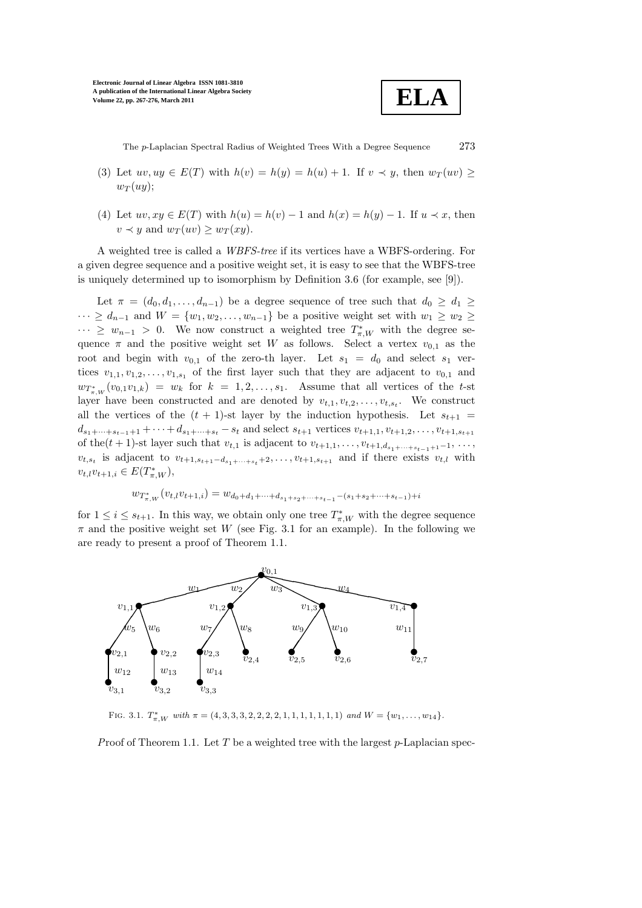(3) Let $uv, uy \in E(T)$ with $h(v) = h(y) = h(u) + 1$. If $v \prec y$, then $w_T(uv) \geq w_T(uy)$;

(4) Let $uv, xy \in E(T)$ with $h(u) = h(v) - 1$ and $h(x) = h(y) - 1$. If $u \prec x$, then $v \prec y$ and $w_T(uv) \geq w_T(xy)$.

A weighted tree is called a *WBFS-tree* if its vertices have a WBFS-ordering. For a given degree sequence and a positive weight set, it is easy to see that the WBFS-tree is uniquely determined up to isomorphism by Definition 3.6 (for example, see [9]).

Let $\pi = (d_0, d_1, \ldots, d_{n-1})$ be a degree sequence of tree such that $d_0 \geq d_1 \geq \cdots \geq d_{n-1}$ and $W = \{w_1, w_2, \ldots, w_{n-1}\}$ be a positive weight set with $w_1 \geq w_2 \geq \cdots \geq w_{n-1} > 0$. We now construct a weighted tree $T^*_{\pi,W}$ with the degree sequence $\pi$ and the positive weight set $W$ as follows. Select a vertex $v_{0,1}$ as the root and begin with $v_{0,1}$ of the zero-th layer. Let $s_1 = d_0$ and select $s_1$ vertices $v_{1,1}, v_{1,2}, \ldots, v_{1,s_1}$ of the first layer such that they are adjacent to $v_{0,1}$ and $w_{T^*_{\pi,W}}(v_{0,1}v_{1,k}) = w_k$ for $k = 1, 2, \ldots, s_1$. Assume that all vertices of the $t$-st layer have been constructed and are denoted by $v_{t,1}, v_{t,2}, \ldots, v_{t,s_t}$. We construct all the vertices of the $(t+1)$-st layer by the induction hypothesis. Let $s_{t+1} = d_{s_1+\cdots+s_{t-1}+1} + \cdots + d_{s_1+\cdots+s_t} - s_t$ and select $s_{t+1}$ vertices $v_{t+1,1}, v_{t+1,2}, \ldots, v_{t+1,s_{t+1}}$ of the$(t+1)$-st layer such that $v_{t,1}$ is adjacent to $v_{t+1,1}, \ldots, v_{t+1,d_{s_1+\cdots+s_{t-1}+1}-1}, \ldots,$ $v_{t,s_t}$ is adjacent to $v_{t+1,s_{t+1}-d_{s_1+\cdots+s_t}+2}, \ldots, v_{t+1,s_{t+1}}$ and if there exists $v_{t,l}$ with $v_{t,l}v_{t+1,i} \in E(T^*_{\pi,W})$,

$$w_{T^*_{\pi,W}}(v_{t,l}v_{t+1,i}) = w_{d_0+d_1+\cdots+d_{s_1+s_2+\cdots+s_{t-1}}-(s_1+s_2+\cdots+s_{t-1})+i}$$

for $1 \leq i \leq s_{t+1}$. In this way, we obtain only one tree $T^*_{\pi,W}$ with the degree sequence $\pi$ and the positive weight set $W$ (see Fig. 3.1 for an example). In the following we are ready to present a proof of Theorem 1.1.

FIG. 3.1. $T^*_{\pi,W}$ *with* $\pi = (4, 3, 3, 3, 2, 2, 2, 2, 1, 1, 1, 1, 1, 1, 1)$ *and* $W = \{w_1, \ldots, w_{14}\}$.

*Proof of Theorem 1.1.* Let $T$ be a weighted tree with the largest $p$-Laplacian spec-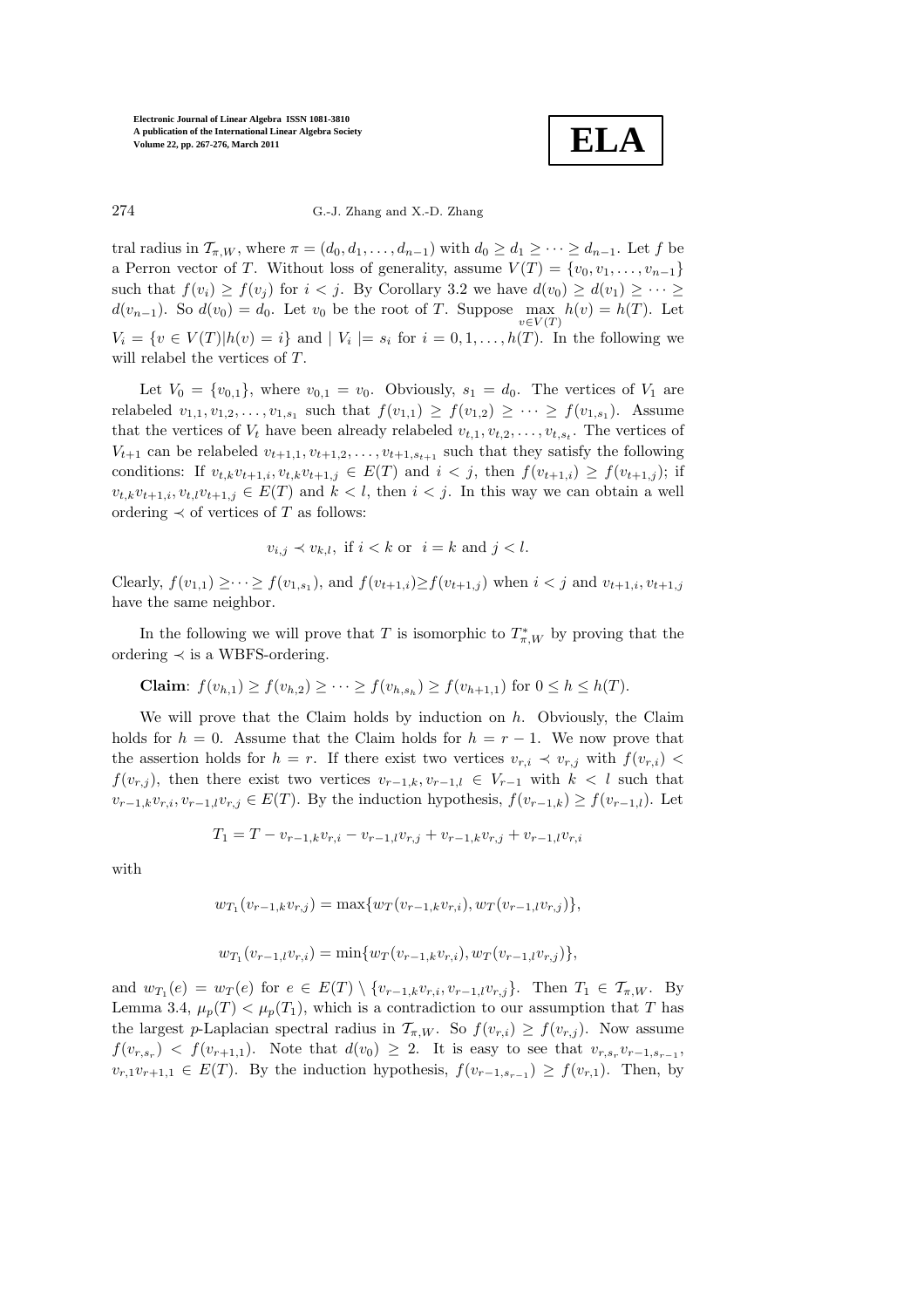tral radius in $\mathcal{T}_{\pi,W}$, where $\pi = (d_0, d_1, \ldots, d_{n-1})$ with $d_0 \geq d_1 \geq \cdots \geq d_{n-1}$. Let $f$ be a Perron vector of $T$. Without loss of generality, assume $V(T) = \{v_0, v_1, \ldots, v_{n-1}\}$ such that $f(v_i) \geq f(v_j)$ for $i < j$. By Corollary 3.2 we have $d(v_0) \geq d(v_1) \geq \cdots \geq d(v_{n-1})$. So $d(v_0) = d_0$. Let $v_0$ be the root of $T$. Suppose $\max_{v \in V(T)} h(v) = h(T)$. Let $V_i = \{v \in V(T) | h(v) = i\}$ and $| V_i |= s_i$ for $i = 0, 1, \ldots, h(T)$. In the following we will relabel the vertices of $T$.

Let $V_0 = \{v_{0,1}\}$, where $v_{0,1} = v_0$. Obviously, $s_1 = d_0$. The vertices of $V_1$ are relabeled $v_{1,1}, v_{1,2}, \ldots, v_{1,s_1}$ such that $f(v_{1,1}) \geq f(v_{1,2}) \geq \cdots \geq f(v_{1,s_1})$. Assume that the vertices of $V_t$ have been already relabeled $v_{t,1}, v_{t,2}, \ldots, v_{t,s_t}$. The vertices of $V_{t+1}$ can be relabeled $v_{t+1,1}, v_{t+1,2}, \ldots, v_{t+1,s_{t+1}}$ such that they satisfy the following conditions: If $v_{t,k}v_{t+1,i}, v_{t,k}v_{t+1,j} \in E(T)$ and $i < j$, then $f(v_{t+1,i}) \geq f(v_{t+1,j})$; if $v_{t,k}v_{t+1,i}, v_{t,l}v_{t+1,j} \in E(T)$ and $k < l$, then $i < j$. In this way we can obtain a well ordering $\prec$ of vertices of $T$ as follows:

$$v_{i,j} \prec v_{k,l}, \text{ if } i < k \text{ or } \ i = k \text{ and } j < l.$$

Clearly, $f(v_{1,1}) \geq \cdots \geq f(v_{1,s_1})$, and $f(v_{t+1,i}) \geq f(v_{t+1,j})$ when $i < j$ and $v_{t+1,i}, v_{t+1,j}$ have the same neighbor.

In the following we will prove that $T$ is isomorphic to $T^*_{\pi,W}$ by proving that the ordering $\prec$ is a WBFS-ordering.

**Claim**: $f(v_{h,1}) \geq f(v_{h,2}) \geq \cdots \geq f(v_{h,s_h}) \geq f(v_{h+1,1})$ for $0 \leq h \leq h(T)$.

We will prove that the Claim holds by induction on $h$. Obviously, the Claim holds for $h = 0$. Assume that the Claim holds for $h = r - 1$. We now prove that the assertion holds for $h = r$. If there exist two vertices $v_{r,i} \prec v_{r,j}$ with $f(v_{r,i}) < f(v_{r,j})$, then there exist two vertices $v_{r-1,k}, v_{r-1,l} \in V_{r-1}$ with $k < l$ such that $v_{r-1,k}v_{r,i}, v_{r-1,l}v_{r,j} \in E(T)$. By the induction hypothesis, $f(v_{r-1,k}) \geq f(v_{r-1,l})$. Let

$$T_1 = T - v_{r-1,k}v_{r,i} - v_{r-1,l}v_{r,j} + v_{r-1,k}v_{r,j} + v_{r-1,l}v_{r,i}$$

with

$$w_{T_1}(v_{r-1,k}v_{r,j}) = \max\{w_T(v_{r-1,k}v_{r,i}), w_T(v_{r-1,l}v_{r,j})\},$$

$$w_{T_1}(v_{r-1,l}v_{r,i}) = \min\{w_T(v_{r-1,k}v_{r,i}), w_T(v_{r-1,l}v_{r,j})\},$$

and $w_{T_1}(e) = w_T(e)$ for $e \in E(T) \setminus \{v_{r-1,k}v_{r,i}, v_{r-1,l}v_{r,j}\}$. Then $T_1 \in \mathcal{T}_{\pi,W}$. By Lemma 3.4, $\mu_p(T) < \mu_p(T_1)$, which is a contradiction to our assumption that $T$ has the largest $p$-Laplacian spectral radius in $\mathcal{T}_{\pi,W}$. So $f(v_{r,i}) \geq f(v_{r,j})$. Now assume $f(v_{r,s_r}) < f(v_{r+1,1})$. Note that $d(v_0) \geq 2$. It is easy to see that $v_{r,s_r}v_{r-1,s_{r-1}}$, $v_{r,1}v_{r+1,1} \in E(T)$. By the induction hypothesis, $f(v_{r-1,s_{r-1}}) \geq f(v_{r,1})$. Then, by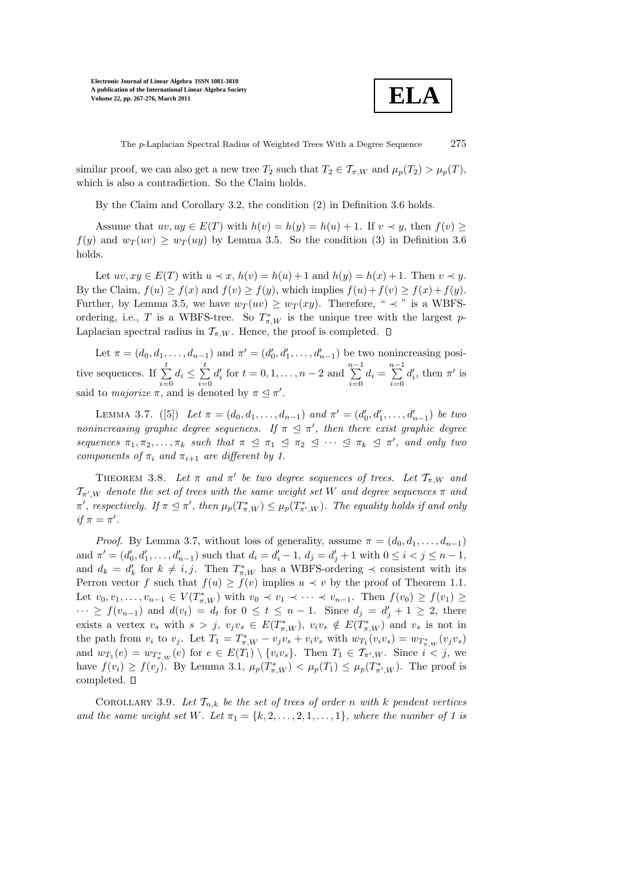similar proof, we can also get a new tree $T_2$ such that $T_2 \in \mathcal{T}_{\pi,W}$ and $\mu_p(T_2) > \mu_p(T)$, which is also a contradiction. So the Claim holds.

By the Claim and Corollary 3.2, the condition (2) in Definition 3.6 holds.

Assume that $uv, uy \in E(T)$ with $h(v) = h(y) = h(u) + 1$. If $v \prec y$, then $f(v) \geq f(y)$ and $w_T(uv) \geq w_T(uy)$ by Lemma 3.5. So the condition (3) in Definition 3.6 holds.

Let $uv, xy \in E(T)$ with $u \prec x$, $h(v) = h(u)+1$ and $h(y) = h(x)+1$. Then $v \prec y$. By the Claim, $f(u) \geq f(x)$ and $f(v) \geq f(y)$, which implies $f(u)+f(v) \geq f(x)+f(y)$. Further, by Lemma 3.5, we have $w_T(uv) \geq w_T(xy)$. Therefore, " $\prec$ " is a WBFS-ordering, i.e., $T$ is a WBFS-tree. So $T^*_{\pi,W}$ is the unique tree with the largest $p$-Laplacian spectral radius in $\mathcal{T}_{\pi,W}$. Hence, the proof is completed. $\square$

Let $\pi = (d_0, d_1, \ldots, d_{n-1})$ and $\pi' = (d'_0, d'_1, \ldots, d'_{n-1})$ be two nonincreasing positive sequences. If $\sum_{i=0}^{t} d_i \leq \sum_{i=0}^{t} d'_i$ for $t = 0, 1, \ldots, n-2$ and $\sum_{i=0}^{n-1} d_i = \sum_{i=0}^{n-1} d'_i$, then $\pi'$ is said to *majorize* $\pi$, and is denoted by $\pi \trianglelefteq \pi'$.

Lemma 3.7. ([5]) *Let $\pi = (d_0, d_1, \ldots, d_{n-1})$ and $\pi' = (d'_0, d'_1, \ldots, d'_{n-1})$ be two nonincreasing graphic degree sequences. If $\pi \trianglelefteq \pi'$, then there exist graphic degree sequences $\pi_1, \pi_2, \ldots, \pi_k$ such that $\pi \trianglelefteq \pi_1 \trianglelefteq \pi_2 \trianglelefteq \cdots \trianglelefteq \pi_k \trianglelefteq \pi'$, and only two components of $\pi_i$ and $\pi_{i+1}$ are different by 1.*

Theorem 3.8. *Let $\pi$ and $\pi'$ be two degree sequences of trees. Let $\mathcal{T}_{\pi,W}$ and $\mathcal{T}_{\pi',W}$ denote the set of trees with the same weight set $W$ and degree sequences $\pi$ and $\pi'$, respectively. If $\pi \trianglelefteq \pi'$, then $\mu_p(T^*_{\pi,W}) \leq \mu_p(T^*_{\pi',W})$. The equality holds if and only if $\pi = \pi'$.*

*Proof*. By Lemma 3.7, without loss of generality, assume $\pi = (d_0, d_1, \ldots, d_{n-1})$ and $\pi' = (d'_0, d'_1, \ldots, d'_{n-1})$ such that $d_i = d'_i - 1$, $d_j = d'_j + 1$ with $0 \leq i < j \leq n-1$, and $d_k = d'_k$ for $k \neq i, j$. Then $T^*_{\pi,W}$ has a WBFS-ordering $\prec$ consistent with its Perron vector $f$ such that $f(u) \geq f(v)$ implies $u \prec v$ by the proof of Theorem 1.1. Let $v_0, v_1, \ldots, v_{n-1} \in V(T^*_{\pi,W})$ with $v_0 \prec v_1 \prec \cdots \prec v_{n-1}$. Then $f(v_0) \geq f(v_1) \geq \cdots \geq f(v_{n-1})$ and $d(v_t) = d_t$ for $0 \leq t \leq n-1$. Since $d_j = d'_j + 1 \geq 2$, there exists a vertex $v_s$ with $s > j$, $v_jv_s \in E(T^*_{\pi,W})$, $v_iv_s \notin E(T^*_{\pi,W})$ and $v_s$ is not in the path from $v_i$ to $v_j$. Let $T_1 = T^*_{\pi,W} - v_jv_s + v_iv_s$ with $w_{T_1}(v_iv_s) = w_{T^*_{\pi,W}}(v_jv_s)$ and $w_{T_1}(e) = w_{T^*_{\pi,W}}(e)$ for $e \in E(T_1) \setminus \{v_iv_s\}$. Then $T_1 \in \mathcal{T}_{\pi',W}$. Since $i < j$, we have $f(v_i) \geq f(v_j)$. By Lemma 3.1, $\mu_p(T^*_{\pi,W}) < \mu_p(T_1) \leq \mu_p(T^*_{\pi',W})$. The proof is completed. $\square$

Corollary 3.9. *Let $\mathcal{T}_{n,k}$ be the set of trees of order $n$ with $k$ pendent vertices and the same weight set $W$. Let $\pi_1 = \{k, 2, \ldots, 2, 1, \ldots, 1\}$, where the number of 1 is*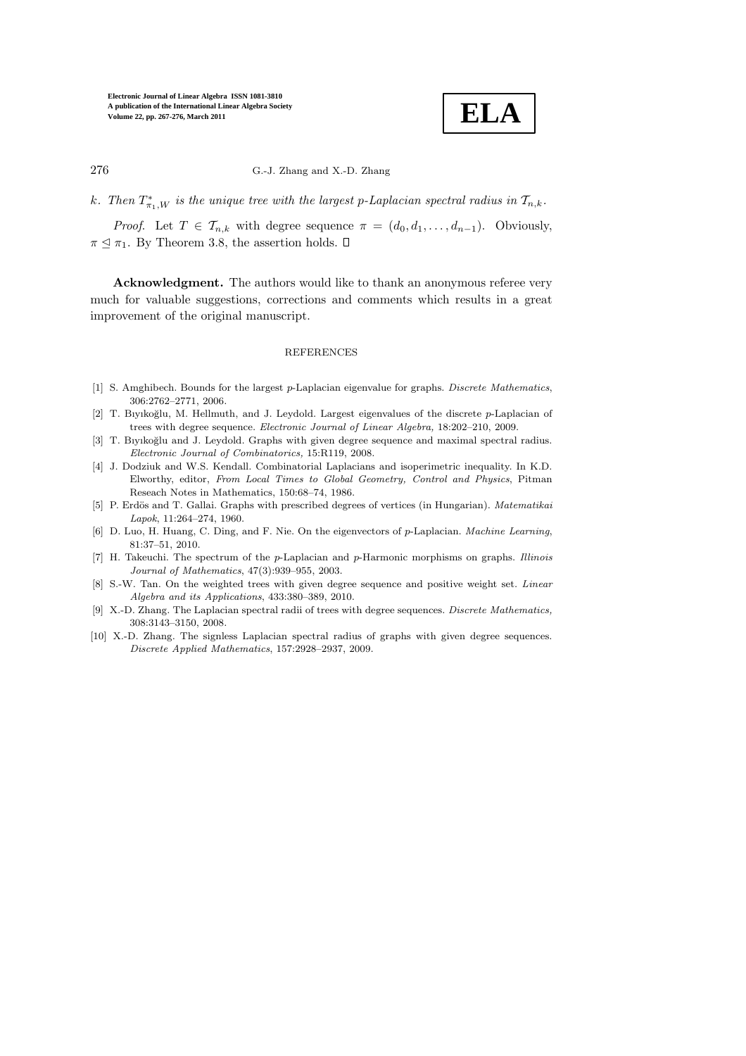*k. Then $T^*_{\pi_1,W}$ is the unique tree with the largest p-Laplacian spectral radius in $\mathcal{T}_{n,k}$.*

*Proof.* Let $T \in \mathcal{T}_{n,k}$ with degree sequence $\pi = (d_0, d_1, \ldots, d_{n-1})$. Obviously, $\pi \trianglelefteq \pi_1$. By Theorem 3.8, the assertion holds. $\square$

**Acknowledgment.** The authors would like to thank an anonymous referee very much for valuable suggestions, corrections and comments which results in a great improvement of the original manuscript.

## REFERENCES

[1] S. Amghibech. Bounds for the largest $p$-Laplacian eigenvalue for graphs. *Discrete Mathematics*, 306:2762–2771, 2006.

[2] T. Bıyıkoğlu, M. Hellmuth, and J. Leydold. Largest eigenvalues of the discrete $p$-Laplacian of trees with degree sequence. *Electronic Journal of Linear Algebra,* 18:202–210, 2009.

[3] T. Bıyıkoğlu and J. Leydold. Graphs with given degree sequence and maximal spectral radius. *Electronic Journal of Combinatorics,* 15:R119, 2008.

[4] J. Dodziuk and W.S. Kendall. Combinatorial Laplacians and isoperimetric inequality. In K.D. Elworthy, editor, *From Local Times to Global Geometry, Control and Physics*, Pitman Reseach Notes in Mathematics, 150:68–74, 1986.

[5] P. Erdös and T. Gallai. Graphs with prescribed degrees of vertices (in Hungarian). *Matematikai Lapok*, 11:264–274, 1960.

[6] D. Luo, H. Huang, C. Ding, and F. Nie. On the eigenvectors of $p$-Laplacian. *Machine Learning*, 81:37–51, 2010.

[7] H. Takeuchi. The spectrum of the $p$-Laplacian and $p$-Harmonic morphisms on graphs. *Illinois Journal of Mathematics*, 47(3):939–955, 2003.

[8] S.-W. Tan. On the weighted trees with given degree sequence and positive weight set. *Linear Algebra and its Applications*, 433:380–389, 2010.

[9] X.-D. Zhang. The Laplacian spectral radii of trees with degree sequences. *Discrete Mathematics,* 308:3143–3150, 2008.

[10] X.-D. Zhang. The signless Laplacian spectral radius of graphs with given degree sequences. *Discrete Applied Mathematics*, 157:2928–2937, 2009.